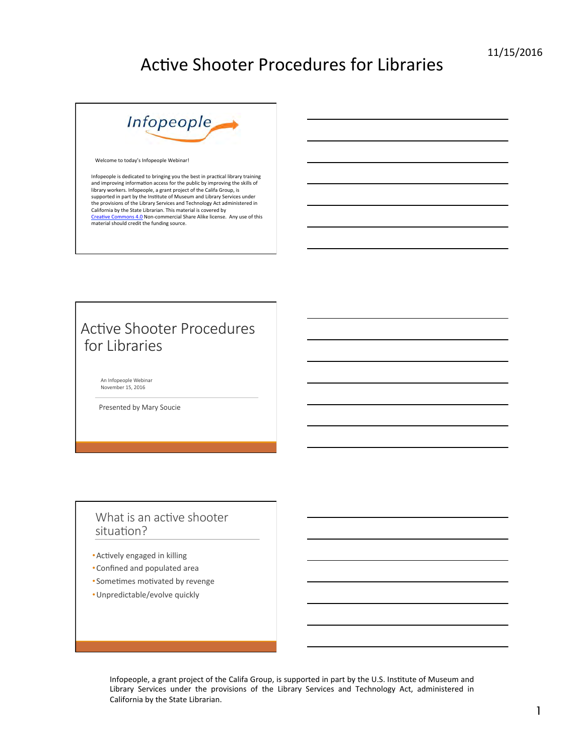# Active Shooter Procedures for Libraries

Infopeople

Welcome to today's Infopeople Webinar!

Infopeople is dedicated to bringing you the best in practical library training and improving information access for the public by improving the skills of library workers. Infopeople, a grant project of the Califa Group, is supported in part by the Institute of Museum and Library Services under the provisions of the Library Services and Technology Act administered in California by the State Librarian. This material is covered by Creative Commons 4.0 Non-commercial Share Alike license. Any use of this material should credit the funding source.

## Active Shooter Procedures for Libraries

An Infopeople Webinar
November 15, 2016

Presented by Mary Soucie

## What is an active shooter situation?

- Actively engaged in killing
- Confined and populated area
- Sometimes motivated by revenge
- Unpredictable/evolve quickly

Infopeople, a grant project of the Califa Group, is supported in part by the U.S. Institute of Museum and Library Services under the provisions of the Library Services and Technology Act, administered in California by the State Librarian.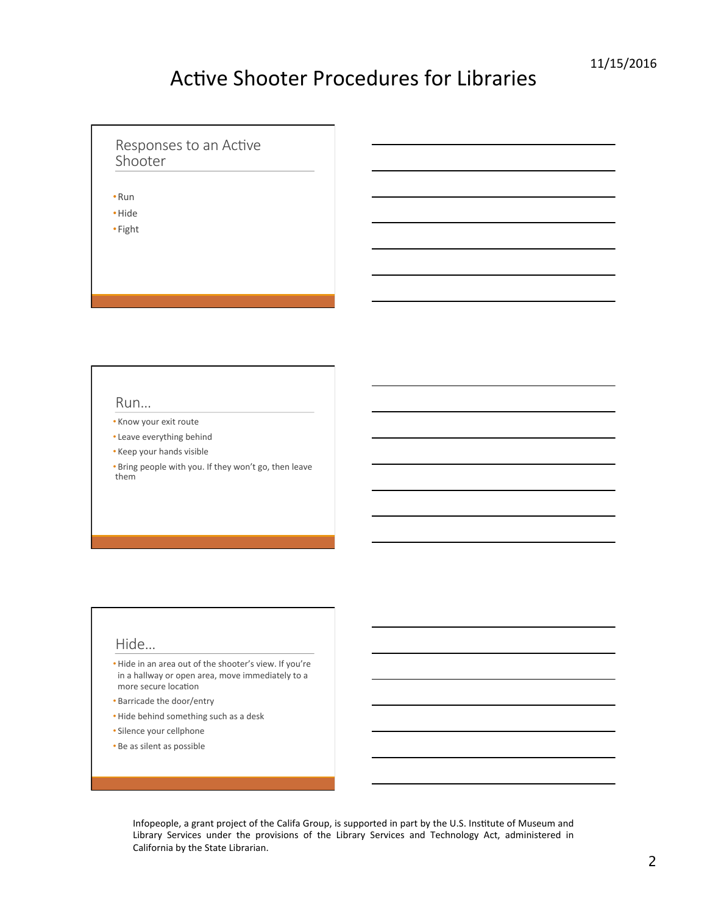# Active Shooter Procedures for Libraries

## Responses to an Active Shooter

- Run
- Hide
- Fight

## Run…

- Know your exit route
- Leave everything behind
- Keep your hands visible
- Bring people with you. If they won't go, then leave them

## Hide…

- Hide in an area out of the shooter's view. If you're in a hallway or open area, move immediately to a more secure location
- Barricade the door/entry
- Hide behind something such as a desk
- Silence your cellphone
- Be as silent as possible

Infopeople, a grant project of the Califa Group, is supported in part by the U.S. Institute of Museum and Library Services under the provisions of the Library Services and Technology Act, administered in California by the State Librarian.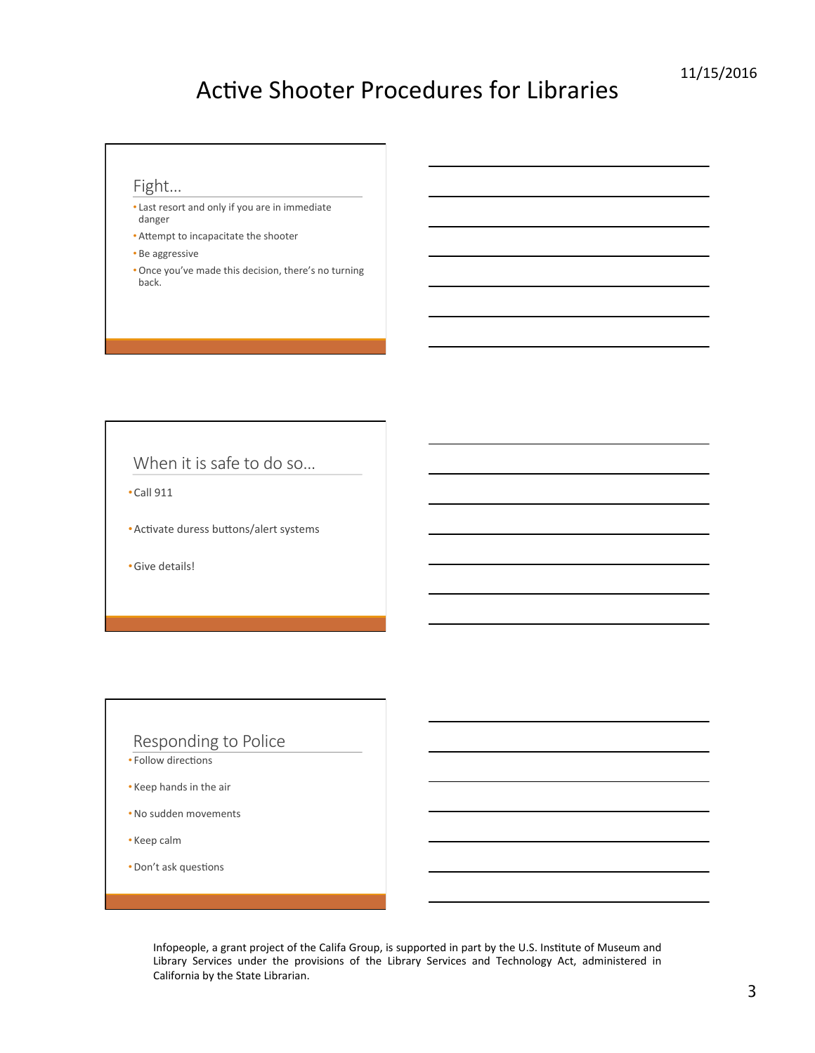## Fight…

- Last resort and only if you are in immediate danger
- Attempt to incapacitate the shooter
- Be aggressive
- Once you've made this decision, there's no turning back.

## When it is safe to do so…

- Call 911
- Activate duress buttons/alert systems
- Give details!

## Responding to Police

- Follow directions
- Keep hands in the air
- No sudden movements
- Keep calm
- Don't ask questions

Infopeople, a grant project of the Califa Group, is supported in part by the U.S. Institute of Museum and Library Services under the provisions of the Library Services and Technology Act, administered in California by the State Librarian.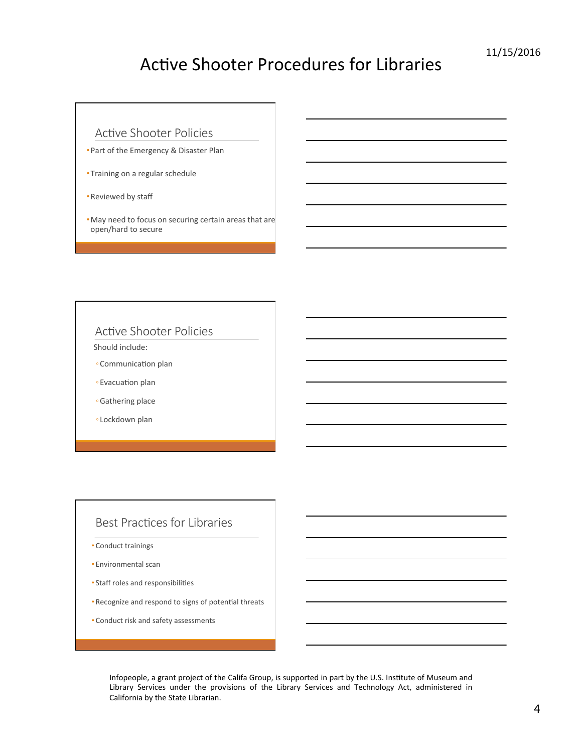## Active Shooter Policies

- Part of the Emergency & Disaster Plan
- Training on a regular schedule
- Reviewed by staff
- May need to focus on securing certain areas that are open/hard to secure

## Active Shooter Policies

Should include:

- Communication plan
- Evacuation plan
- Gathering place
- Lockdown plan

## Best Practices for Libraries

- Conduct trainings
- Environmental scan
- Staff roles and responsibilities
- Recognize and respond to signs of potential threats
- Conduct risk and safety assessments

Infopeople, a grant project of the Califa Group, is supported in part by the U.S. Institute of Museum and Library Services under the provisions of the Library Services and Technology Act, administered in California by the State Librarian.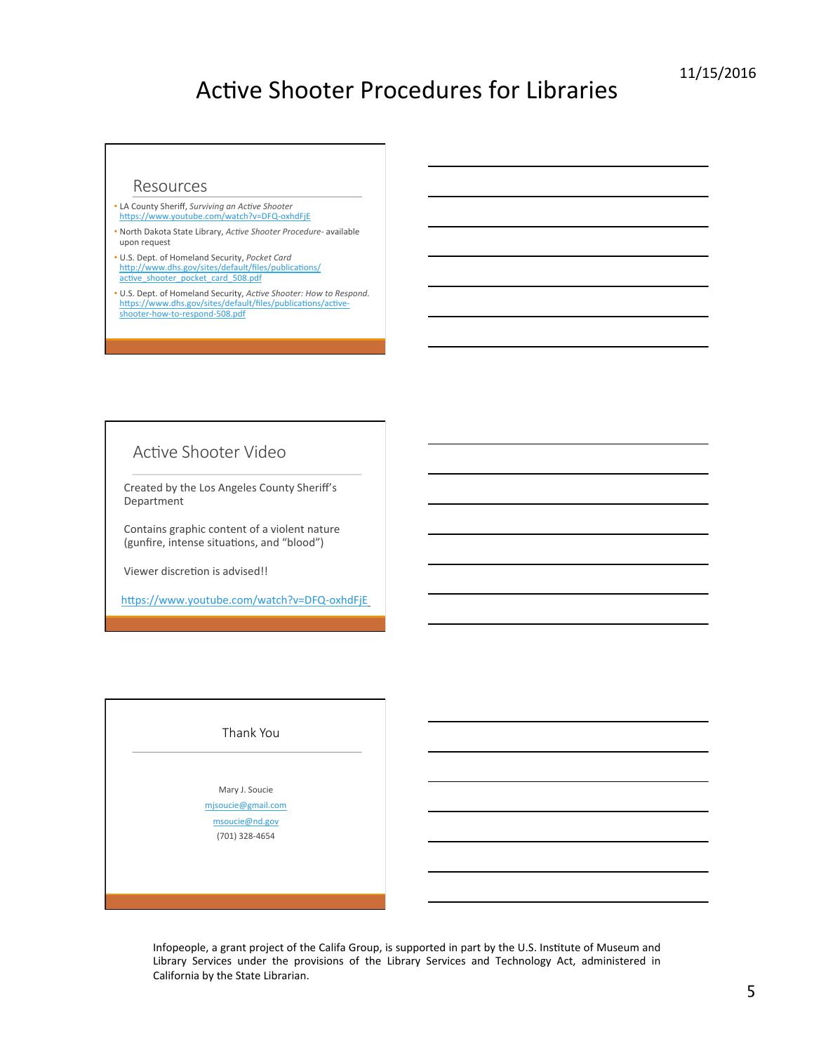# Active Shooter Procedures for Libraries

## Resources

- LA County Sheriff, *Surviving an Active Shooter* https://www.youtube.com/watch?v=DFQ-oxhdFjE
- North Dakota State Library, *Active Shooter Procedure*- available upon request
- U.S. Dept. of Homeland Security, *Pocket Card* http://www.dhs.gov/sites/default/files/publications/active_shooter_pocket_card_508.pdf
- U.S. Dept. of Homeland Security, *Active Shooter: How to Respond.* https://www.dhs.gov/sites/default/files/publications/active-shooter-how-to-respond-508.pdf

## Active Shooter Video

Created by the Los Angeles County Sheriff's Department

Contains graphic content of a violent nature (gunfire, intense situations, and "blood")

Viewer discretion is advised!!

https://www.youtube.com/watch?v=DFQ-oxhdFjE

## Thank You

Mary J. Soucie
mjsoucie@gmail.com
msoucie@nd.gov
(701) 328-4654

Infopeople, a grant project of the Califa Group, is supported in part by the U.S. Institute of Museum and Library Services under the provisions of the Library Services and Technology Act, administered in California by the State Librarian.